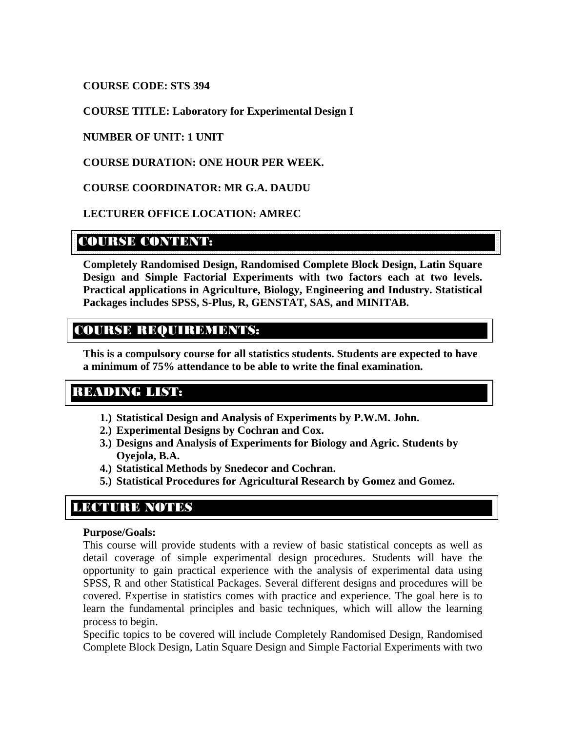**COURSE CODE: STS 394**

**COURSE TITLE: Laboratory for Experimental Design I**

**NUMBER OF UNIT: 1 UNIT**

**COURSE DURATION: ONE HOUR PER WEEK.**

**COURSE COORDINATOR: MR G.A. DAUDU**

**LECTURER OFFICE LOCATION: AMREC**

## COURSE CONTENT:

**Completely Randomised Design, Randomised Complete Block Design, Latin Square Design and Simple Factorial Experiments with two factors each at two levels. Practical applications in Agriculture, Biology, Engineering and Industry. Statistical Packages includes SPSS, S-Plus, R, GENSTAT, SAS, and MINITAB.**

## COURSE REQUIREMENTS:

**This is a compulsory course for all statistics students. Students are expected to have a minimum of 75% attendance to be able to write the final examination.**

## READING LIST:

1.) **Statistical Design and Analysis of Experiments by P.W.M. John.**
2.) **Experimental Designs by Cochran and Cox.**
3.) **Designs and Analysis of Experiments for Biology and Agric. Students by Oyejola, B.A.**
4.) **Statistical Methods by Snedecor and Cochran.**
5.) **Statistical Procedures for Agricultural Research by Gomez and Gomez.**

## LECTURE NOTES

**Purpose/Goals:**

This course will provide students with a review of basic statistical concepts as well as detail coverage of simple experimental design procedures. Students will have the opportunity to gain practical experience with the analysis of experimental data using SPSS, R and other Statistical Packages. Several different designs and procedures will be covered. Expertise in statistics comes with practice and experience. The goal here is to learn the fundamental principles and basic techniques, which will allow the learning process to begin.

Specific topics to be covered will include Completely Randomised Design, Randomised Complete Block Design, Latin Square Design and Simple Factorial Experiments with two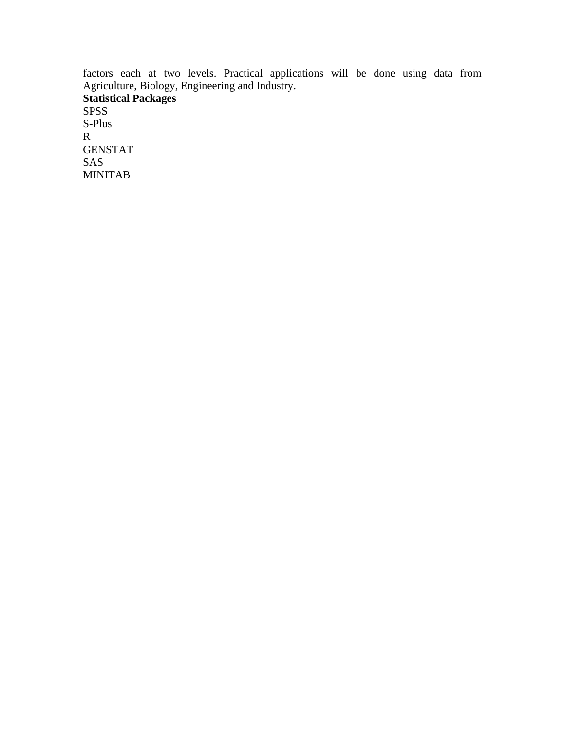factors each at two levels. Practical applications will be done using data from Agriculture, Biology, Engineering and Industry.

**Statistical Packages**

SPSS
S-Plus
R
GENSTAT
SAS
MINITAB